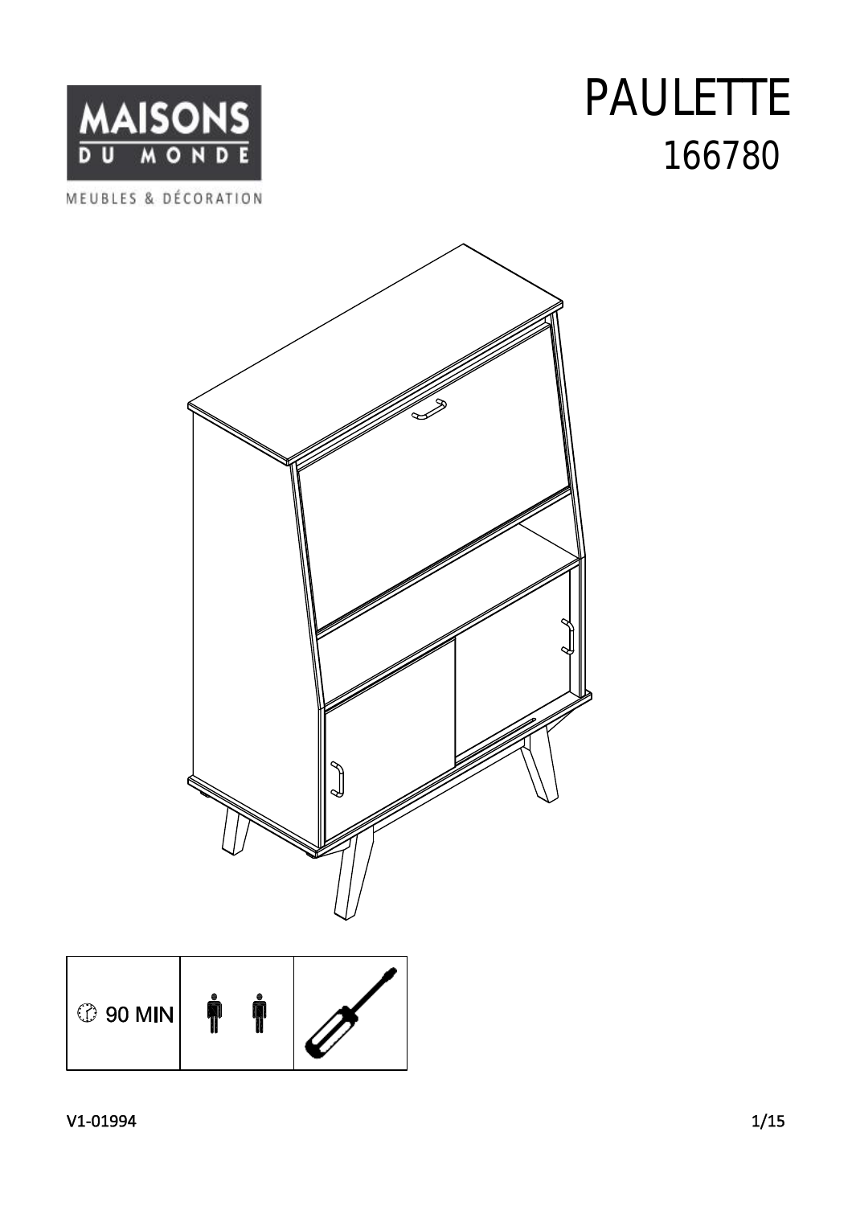MAISONS DU MONDE

MEUBLES & DÉCORATION

# PAULETTE

## 166780

| 90 MIN | | |
|---|---|---|

V1-01994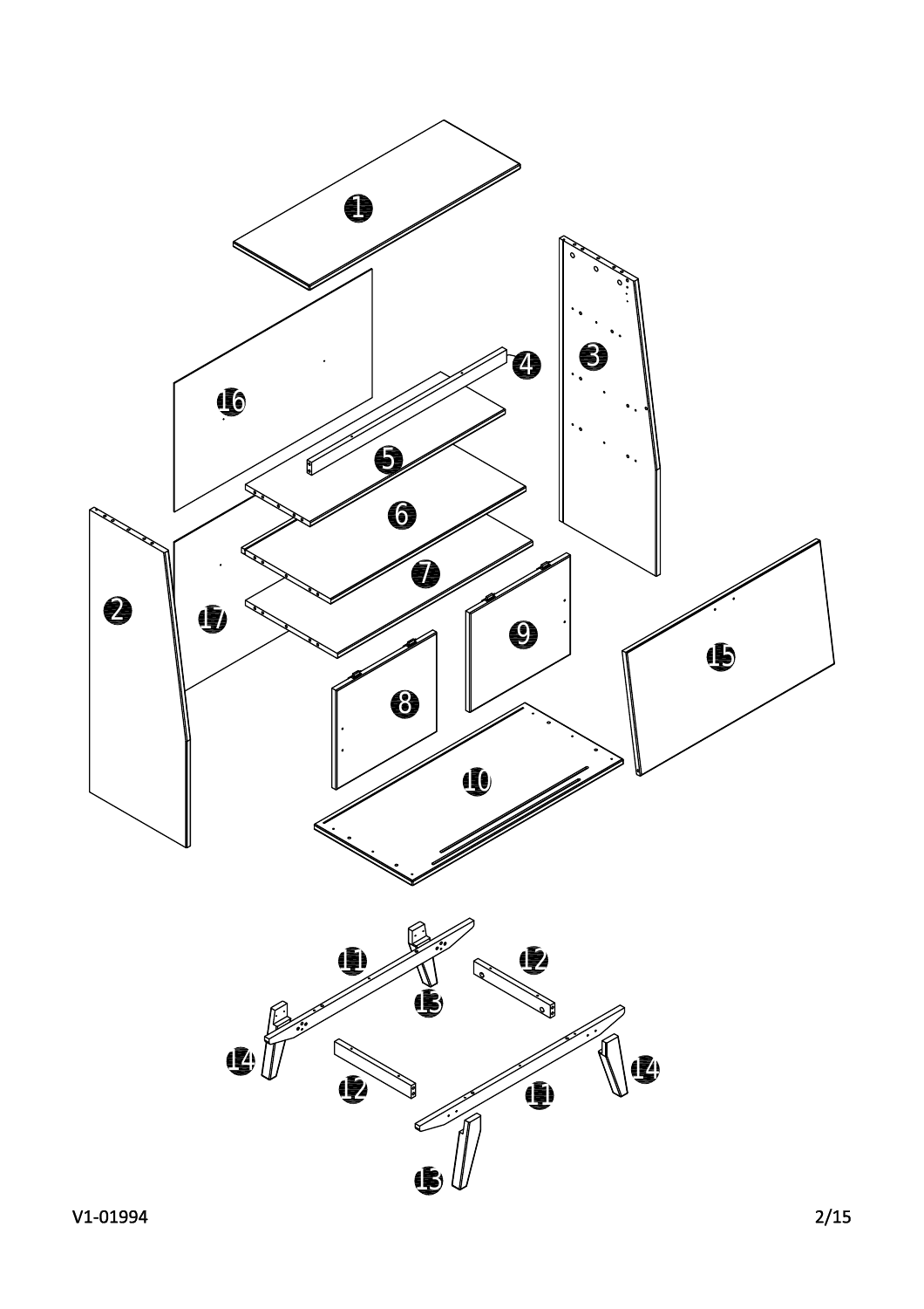1

16

4

3

5

6

2

17

7

9

15

8

10

11

12

13

14

12

11

14

13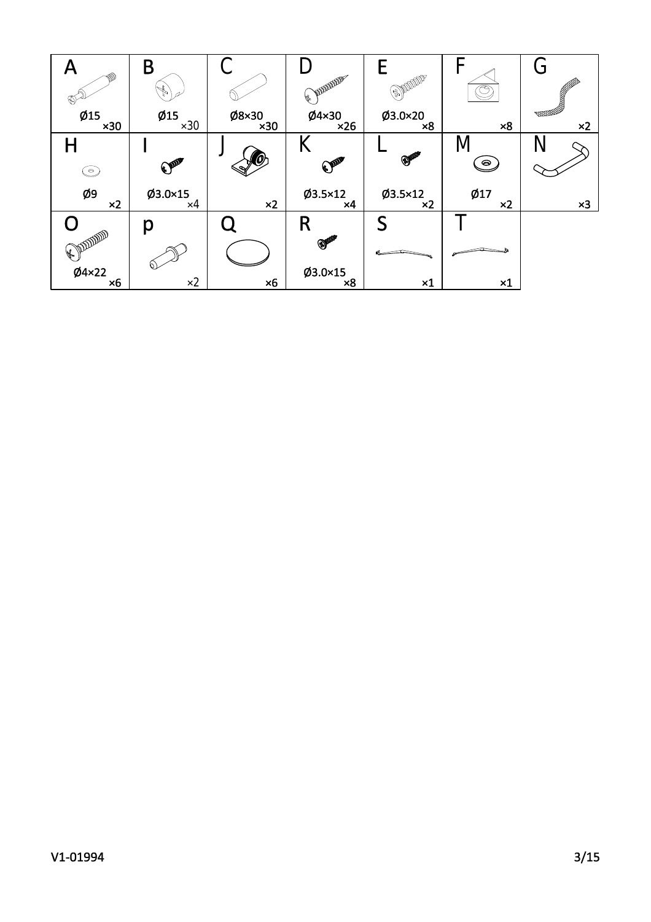| A | B | C | D | E | F | G |
|---|---|---|---|---|---|---|
| Ø15 ×30 | Ø15 ×30 | Ø8×30 ×30 | Ø4×30 ×26 | Ø3.0×20 ×8 | ×8 | ×2 |
| **H** | **I** | **J** | **K** | **L** | **M** | **N** |
| Ø9 ×2 | Ø3.0×15 ×4 | ×2 | Ø3.5×12 ×4 | Ø3.5×12 ×2 | Ø17 ×2 | ×3 |
| **O** | **p** | **Q** | **R** | **S** | **T** | |
| Ø4×22 ×6 | ×2 | ×6 | Ø3.0×15 ×8 | ×1 | ×1 | |

V1-01994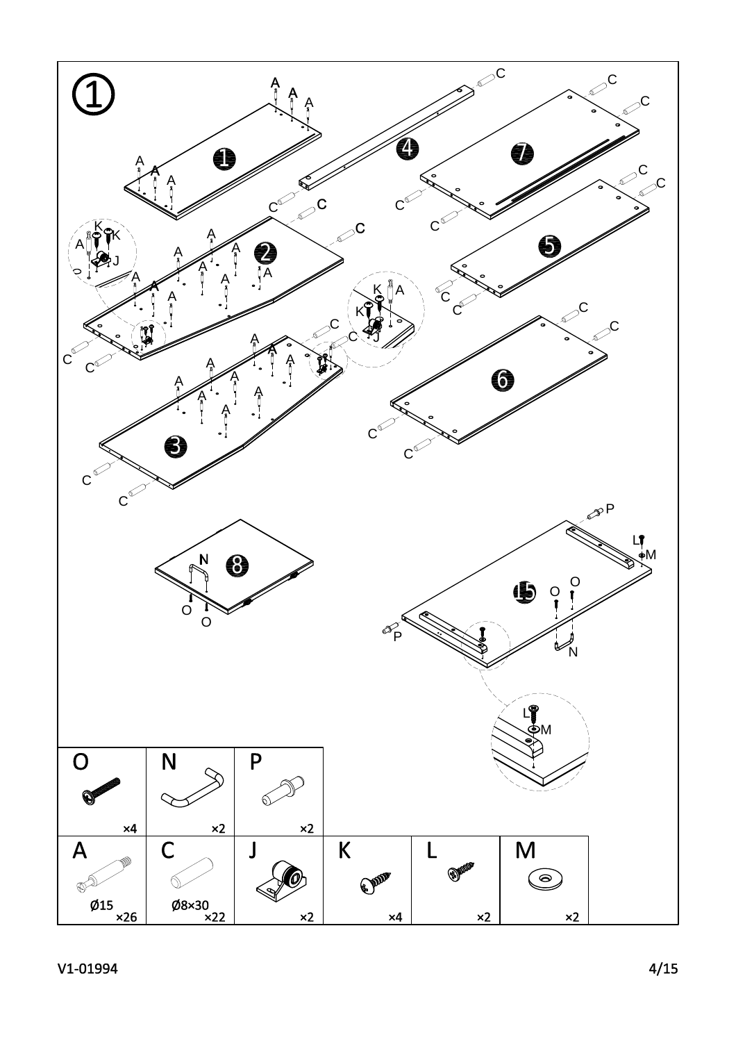①

| O | N | P |
| --- | --- | --- |
| ×4 | ×2 | ×2 |

| A | C | J | K | L | M |
| --- | --- | --- | --- | --- | --- |
| Ø15 ×26 | Ø8×30 ×22 | ×2 | ×4 | ×2 | ×2 |

V1-01994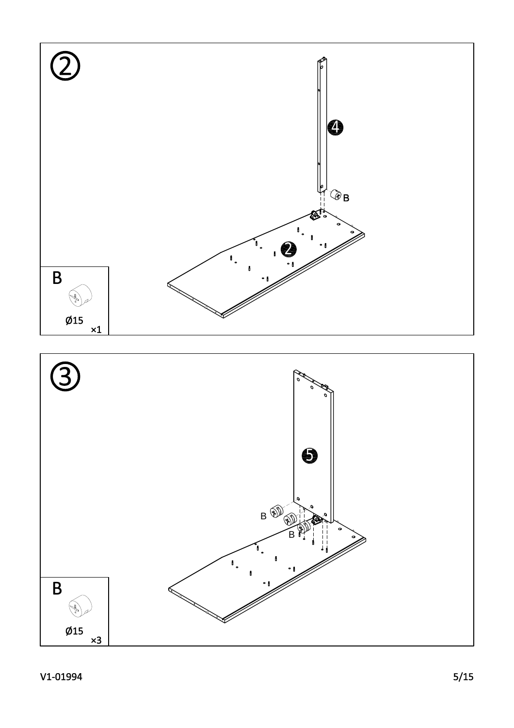②

4

B

2

B

Ø15 ×1

③

5

B

B

B

Ø15 ×3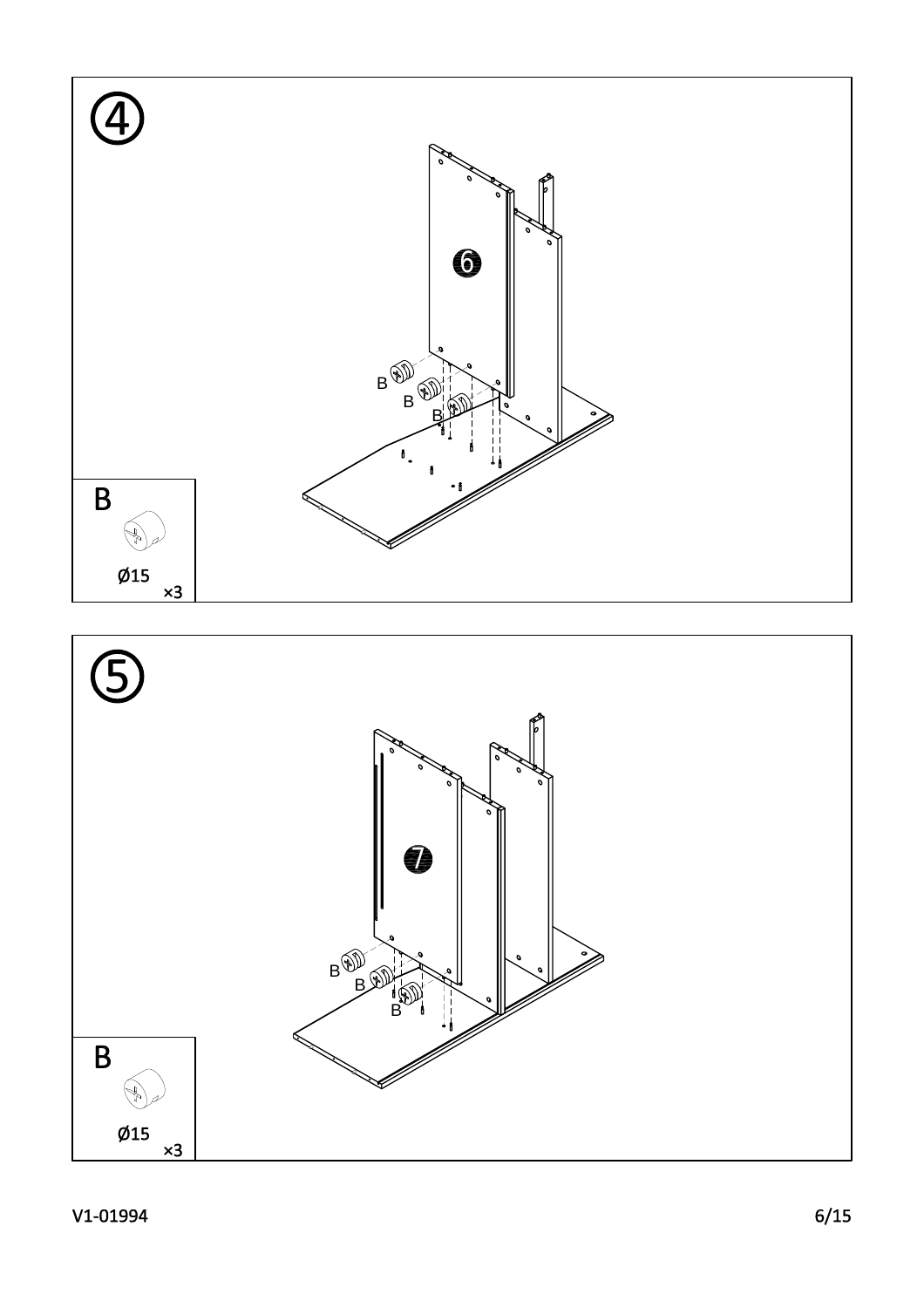④

6

B

B

B

B

Ø15 ×3

⑤

7

B

B

B

B

Ø15 ×3

V1-01994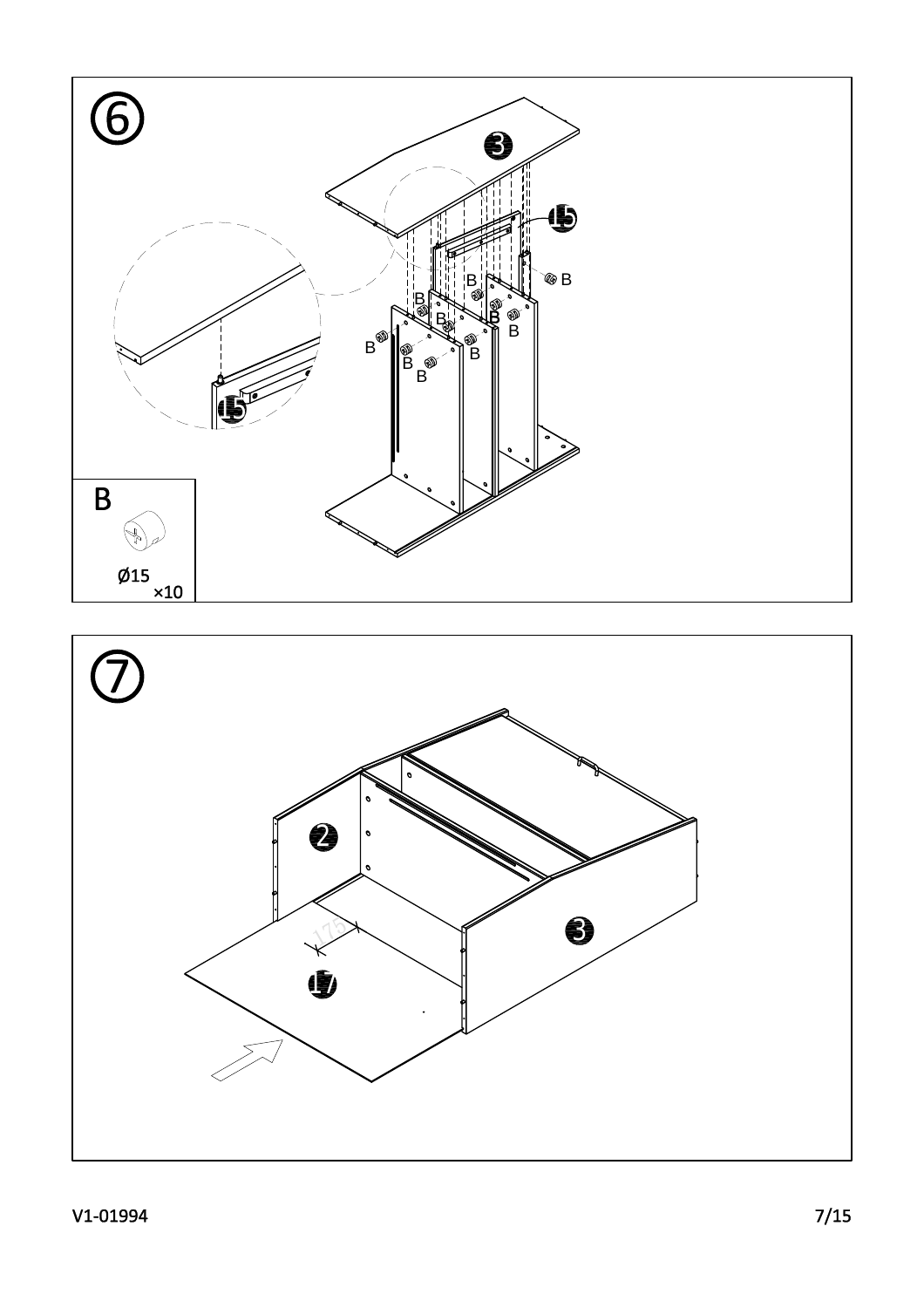⑥

B

Ø15 ×10

⑦

V1-01994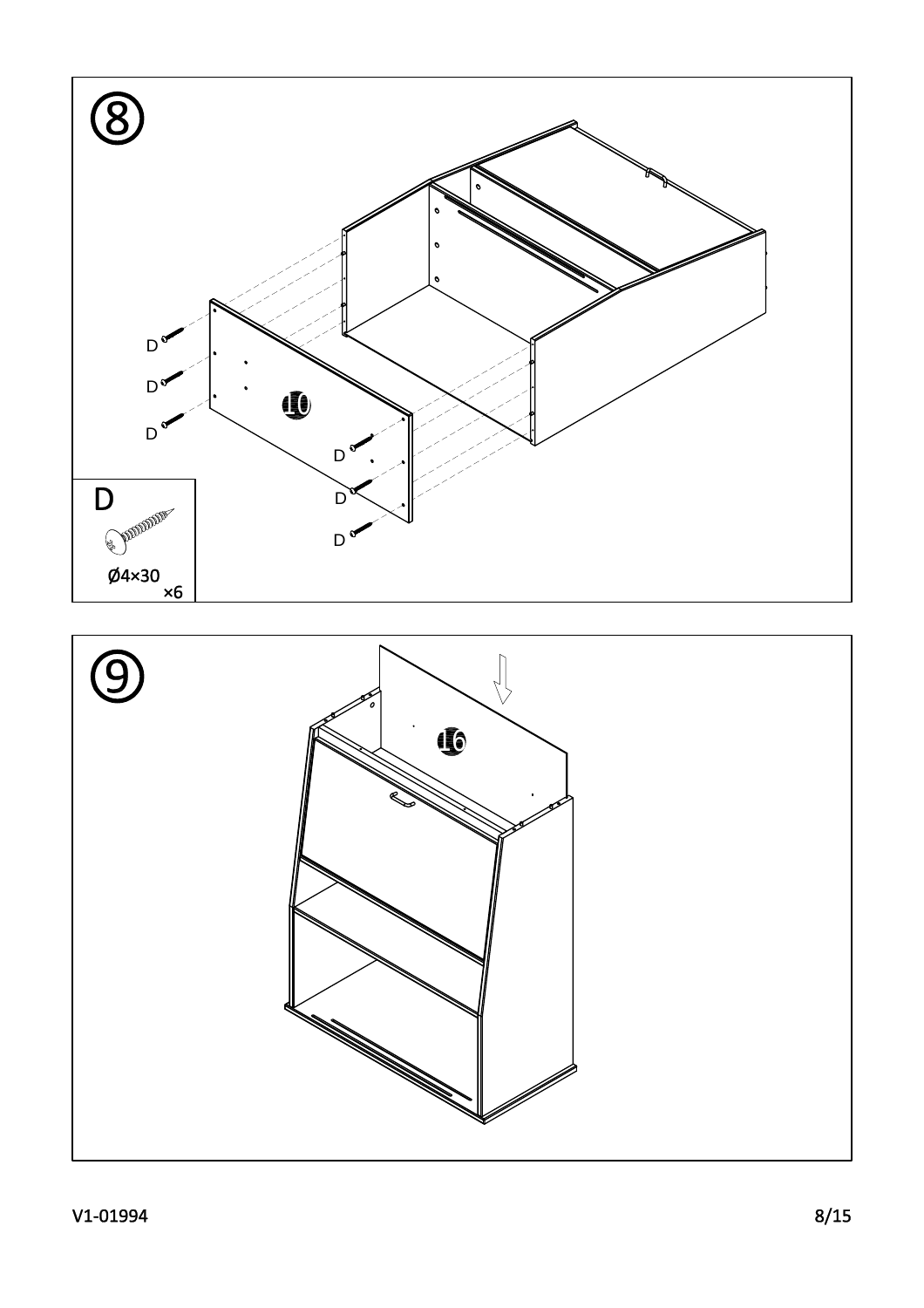⑧

D
D
D
10
D
D
D

D

Ø4×30
×6

⑨

16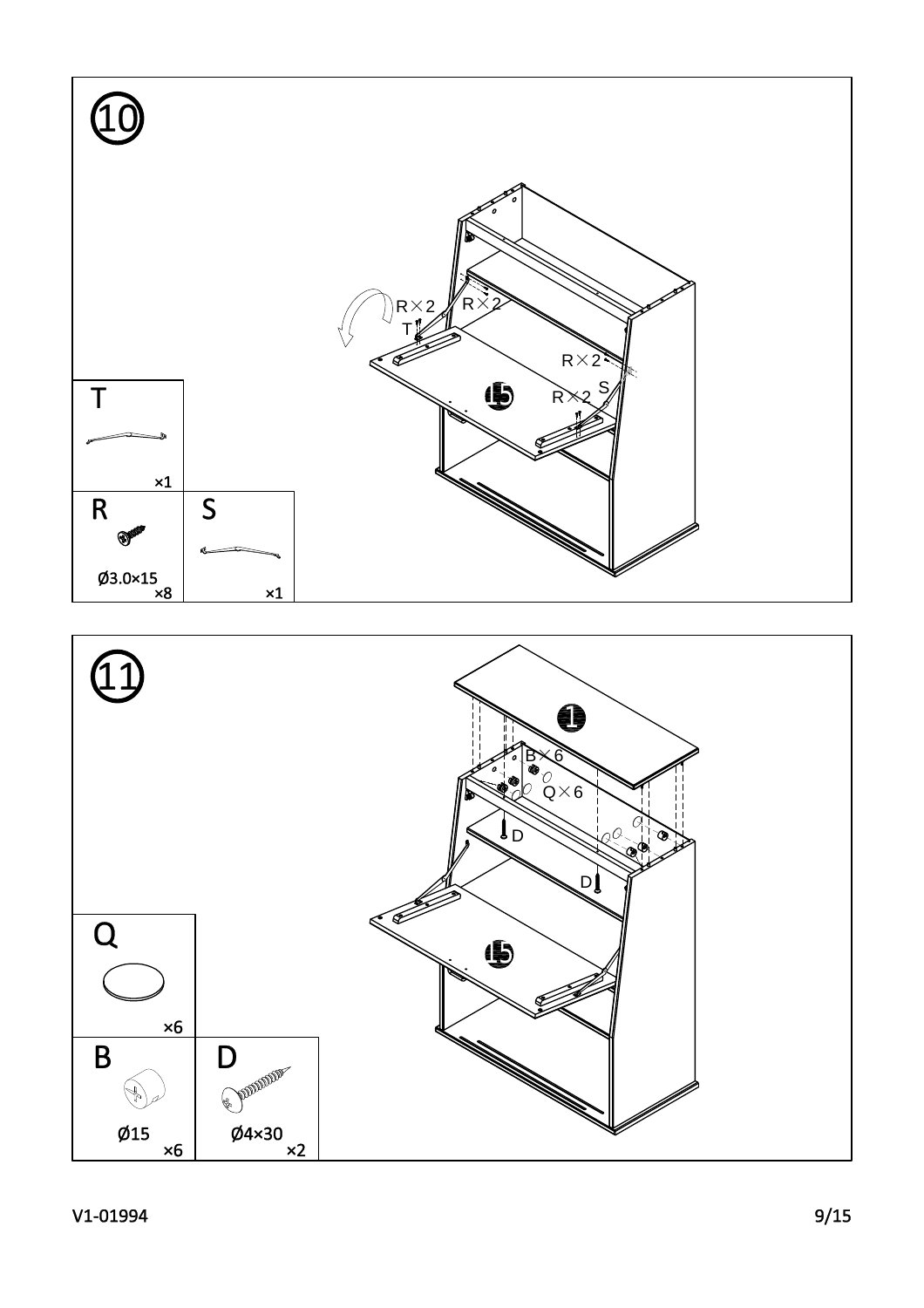## ⑩

R×2 R×2
T
R×2
S
R×2

15

| T | |
|---|---|
| ×1 | |
| **R** | **S** |
| Ø3.0×15 ×8 | ×1 |

## ⑪

1

B×6
Q×6
D
D

15

| Q | |
|---|---|
| ×6 | |
| **B** | **D** |
| Ø15 ×6 | Ø4×30 ×2 |

V1-01994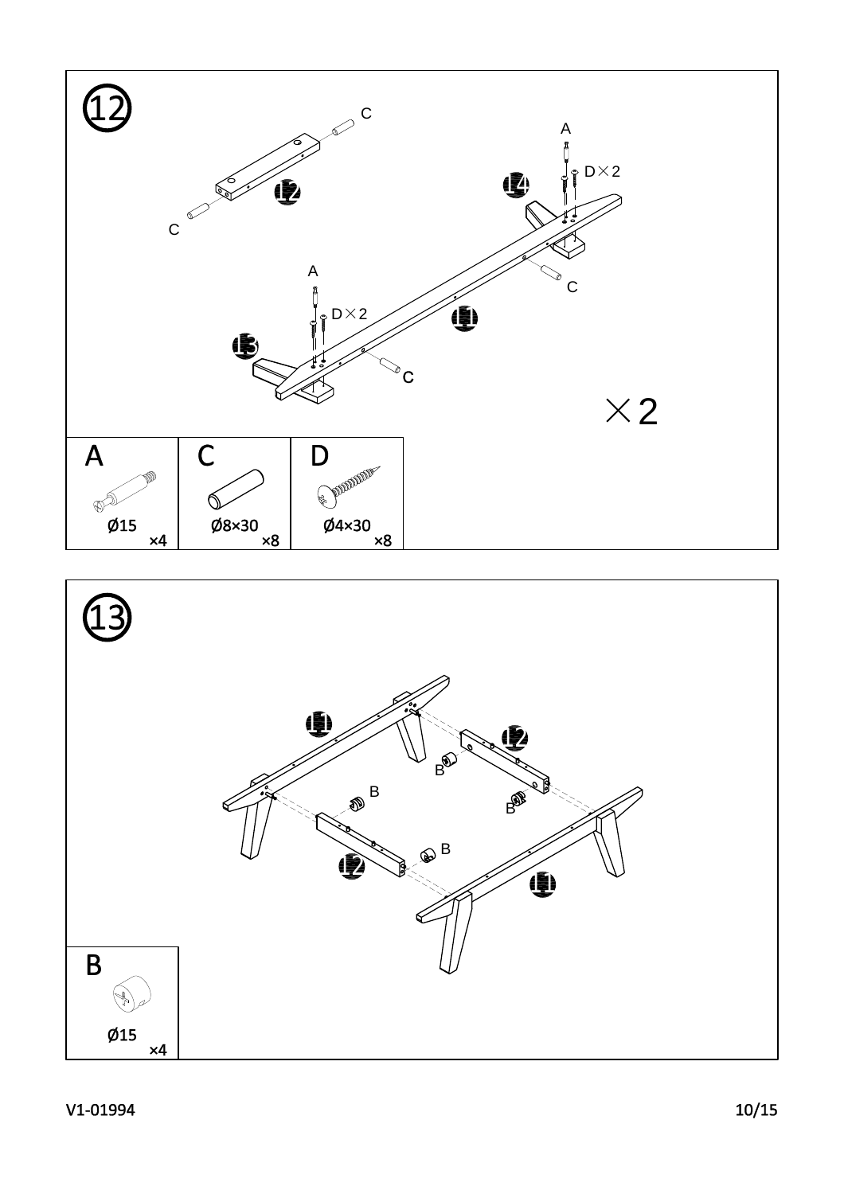## ⑫

C

A

D×2

14

12

C

A

D×2

11

13

C

C

×2

| A | C | D |
|---|---|---|
| Ø15 ×4 | Ø8×30 ×8 | Ø4×30 ×8 |

## ⑬

11

12

B

B

B

B

12

11

| B |
|---|
| Ø15 ×4 |

V1-01994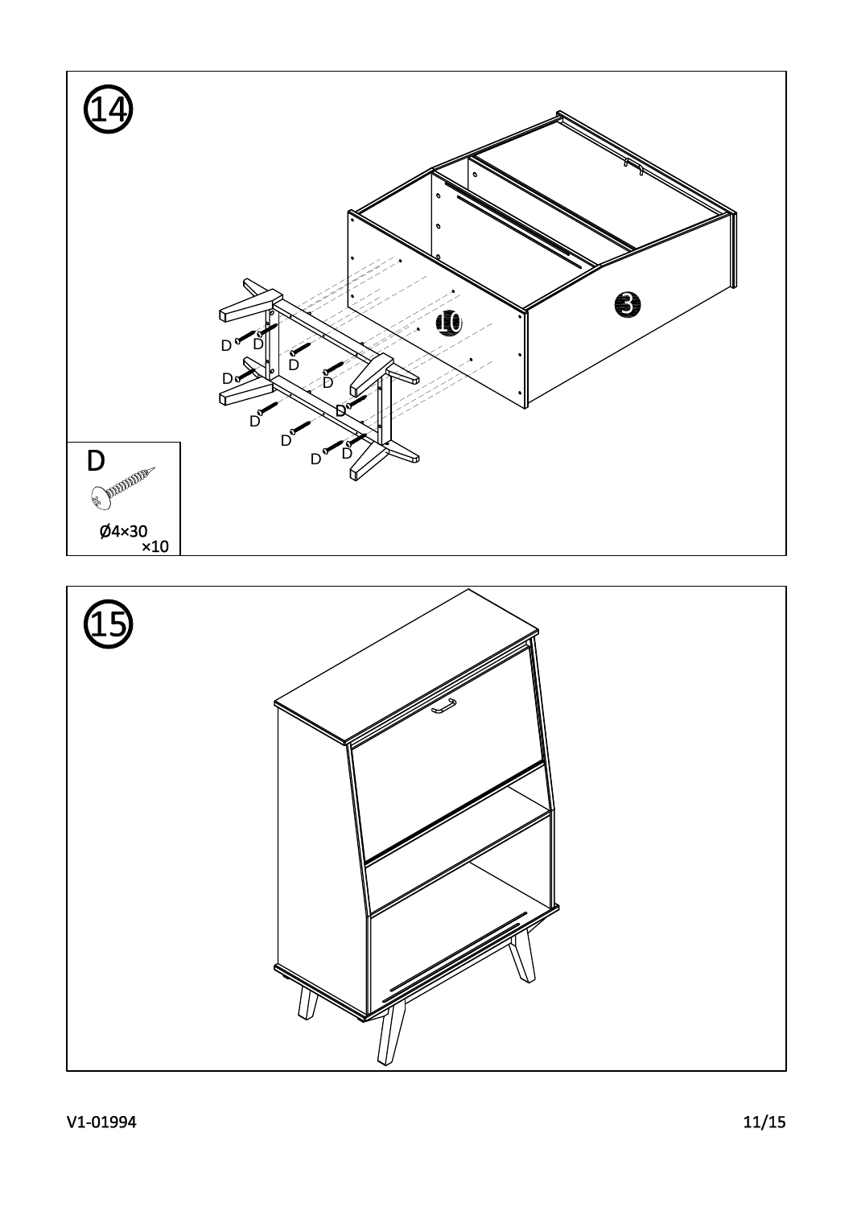⑭

D D D D D D D D D D

10

3

D

Ø4×30 ×10

⑮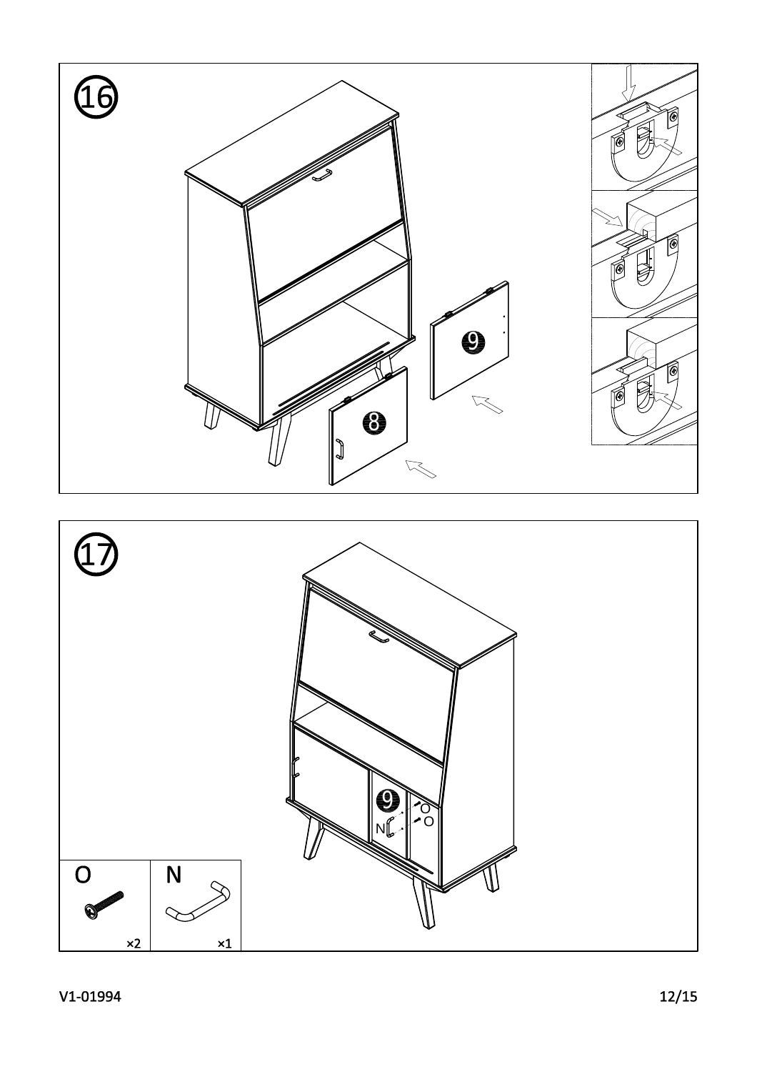16

9

8

17

9

N

O

O

| O | N |
| --- | --- |
| ×2 | ×1 |

V1-01994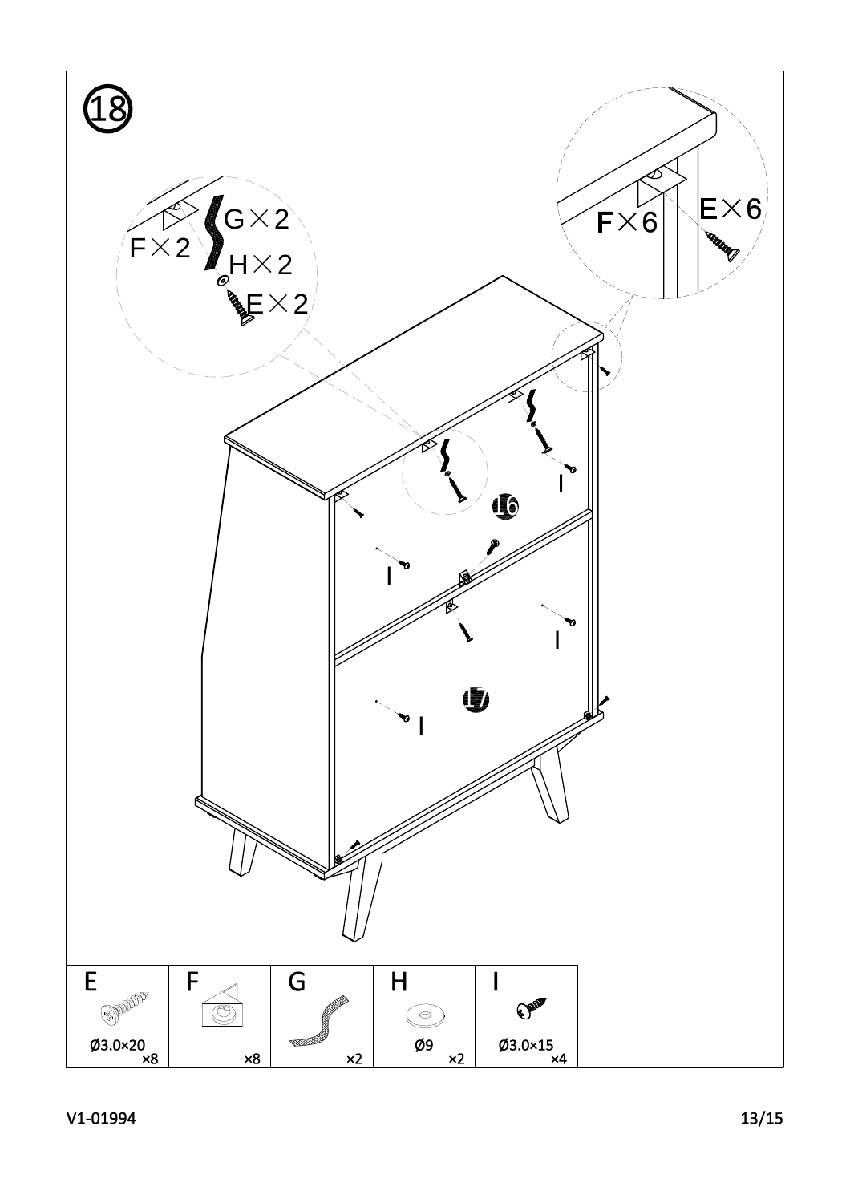⑱

F×2 G×2 H×2 E×2

F×6 E×6

| E | F | G | H | I |
|---|---|---|---|---|
| Ø3.0×20 ×8 | ×8 | ×2 | Ø9 ×2 | Ø3.0×15 ×4 |

V1-01994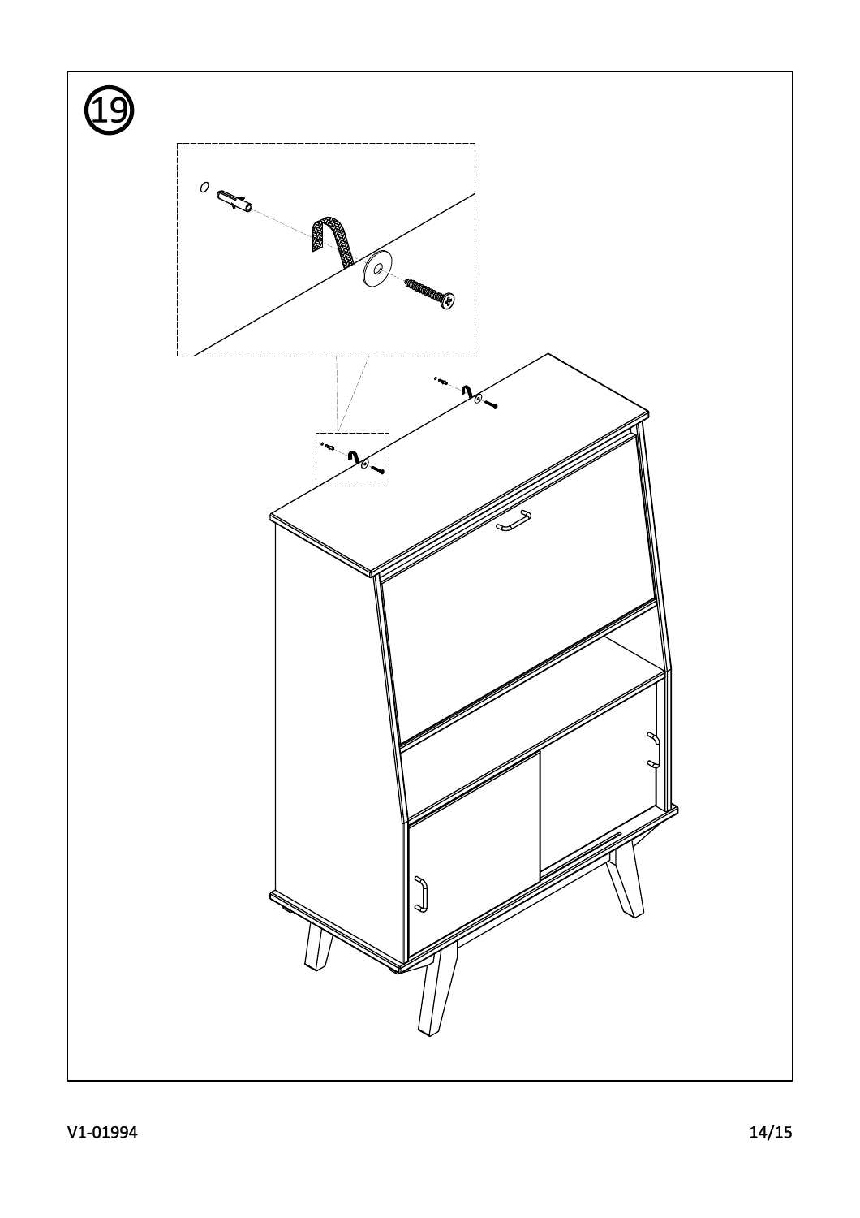19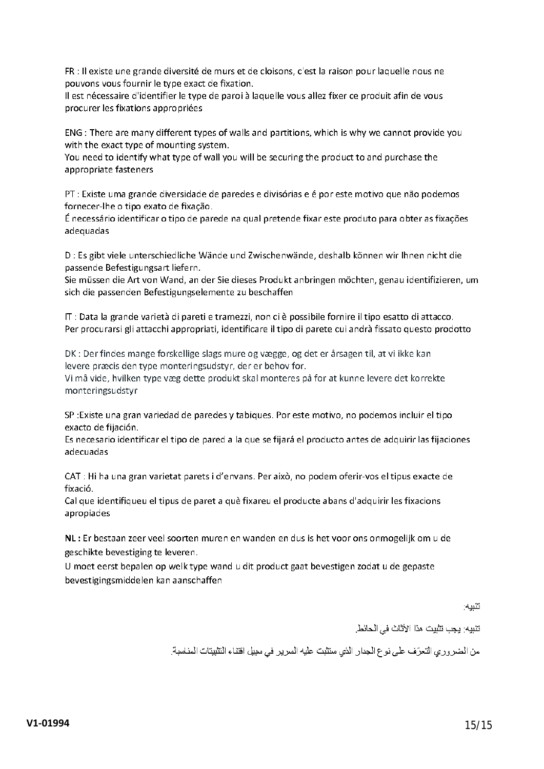FR : Il existe une grande diversité de murs et de cloisons, c'est la raison pour laquelle nous ne pouvons vous fournir le type exact de fixation.
Il est nécessaire d'identifier le type de paroi à laquelle vous allez fixer ce produit afin de vous procurer les fixations appropriées

ENG : There are many different types of walls and partitions, which is why we cannot provide you with the exact type of mounting system.
You need to identify what type of wall you will be securing the product to and purchase the appropriate fasteners

PT : Existe uma grande diversidade de paredes e divisórias e é por este motivo que não podemos fornecer-lhe o tipo exato de fixação.
É necessário identificar o tipo de parede na qual pretende fixar este produto para obter as fixações adequadas

D : Es gibt viele unterschiedliche Wände und Zwischenwände, deshalb können wir Ihnen nicht die passende Befestigungsart liefern.
Sie müssen die Art von Wand, an der Sie dieses Produkt anbringen möchten, genau identifizieren, um sich die passenden Befestigungselemente zu beschaffen

IT : Data la grande varietà di pareti e tramezzi, non ci è possibile fornire il tipo esatto di attacco.
Per procurarsi gli attacchi appropriati, identificare il tipo di parete cui andrà fissato questo prodotto

DK : Der findes mange forskellige slags mure og vægge, og det er årsagen til, at vi ikke kan levere præcis den type monteringsudstyr, der er behov for.
Vi må vide, hvilken type væg dette produkt skal monteres på for at kunne levere det korrekte monteringsudstyr

SP :Existe una gran variedad de paredes y tabiques. Por este motivo, no podemos incluir el tipo exacto de fijación.
Es necesario identificar el tipo de pared a la que se fijará el producto antes de adquirir las fijaciones adecuadas

CAT : Hi ha una gran varietat parets i d'envans. Per això, no podem oferir-vos el tipus exacte de fixació.
Cal que identifiqueu el tipus de paret a què fixareu el producte abans d'adquirir les fixacions apropiades

**NL :** Er bestaan zeer veel soorten muren en wanden en dus is het voor ons onmogelijk om u de geschikte bevestiging te leveren.
U moet eerst bepalen op welk type wand u dit product gaat bevestigen zodat u de gepaste bevestigingsmiddelen kan aanschaffen

تنبيه:

تنبيه: يجب تثبيت هذا الأثاث في الحائط.

من الضروري التعرّف على نوع الجدار الذي ستثبت عليه السرير في سبيل اقتناء التثبيتات المناسبة.

V1-01994